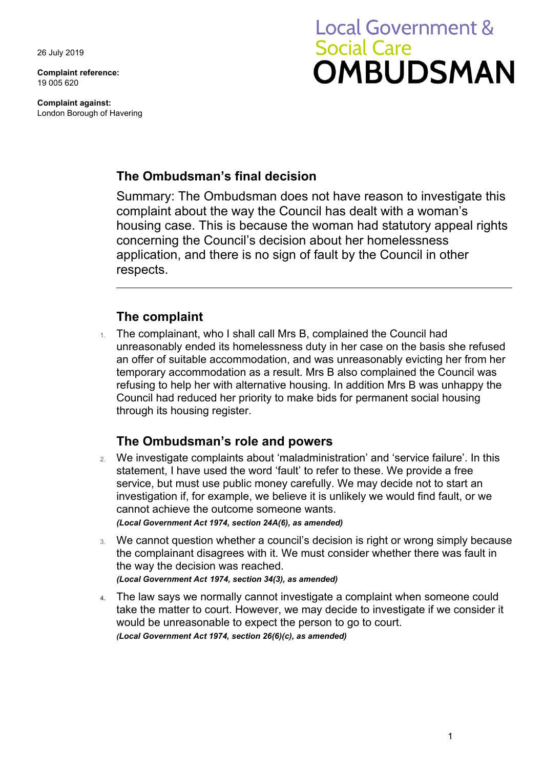26 July 2019

**Complaint reference:**
19 005 620

**Complaint against:**
London Borough of Havering

Local Government & Social Care
**OMBUDSMAN**

## The Ombudsman's final decision

Summary: The Ombudsman does not have reason to investigate this complaint about the way the Council has dealt with a woman's housing case. This is because the woman had statutory appeal rights concerning the Council's decision about her homelessness application, and there is no sign of fault by the Council in other respects.

---

## The complaint

1. The complainant, who I shall call Mrs B, complained the Council had unreasonably ended its homelessness duty in her case on the basis she refused an offer of suitable accommodation, and was unreasonably evicting her from her temporary accommodation as a result. Mrs B also complained the Council was refusing to help her with alternative housing. In addition Mrs B was unhappy the Council had reduced her priority to make bids for permanent social housing through its housing register.

## The Ombudsman's role and powers

2. We investigate complaints about 'maladministration' and 'service failure'. In this statement, I have used the word 'fault' to refer to these. We provide a free service, but must use public money carefully. We may decide not to start an investigation if, for example, we believe it is unlikely we would find fault, or we cannot achieve the outcome someone wants.
***(Local Government Act 1974, section 24A(6), as amended)***

3. We cannot question whether a council's decision is right or wrong simply because the complainant disagrees with it. We must consider whether there was fault in the way the decision was reached.
***(Local Government Act 1974, section 34(3), as amended)***

4. The law says we normally cannot investigate a complaint when someone could take the matter to court. However, we may decide to investigate if we consider it would be unreasonable to expect the person to go to court.
***(Local Government Act 1974, section 26(6)(c), as amended)***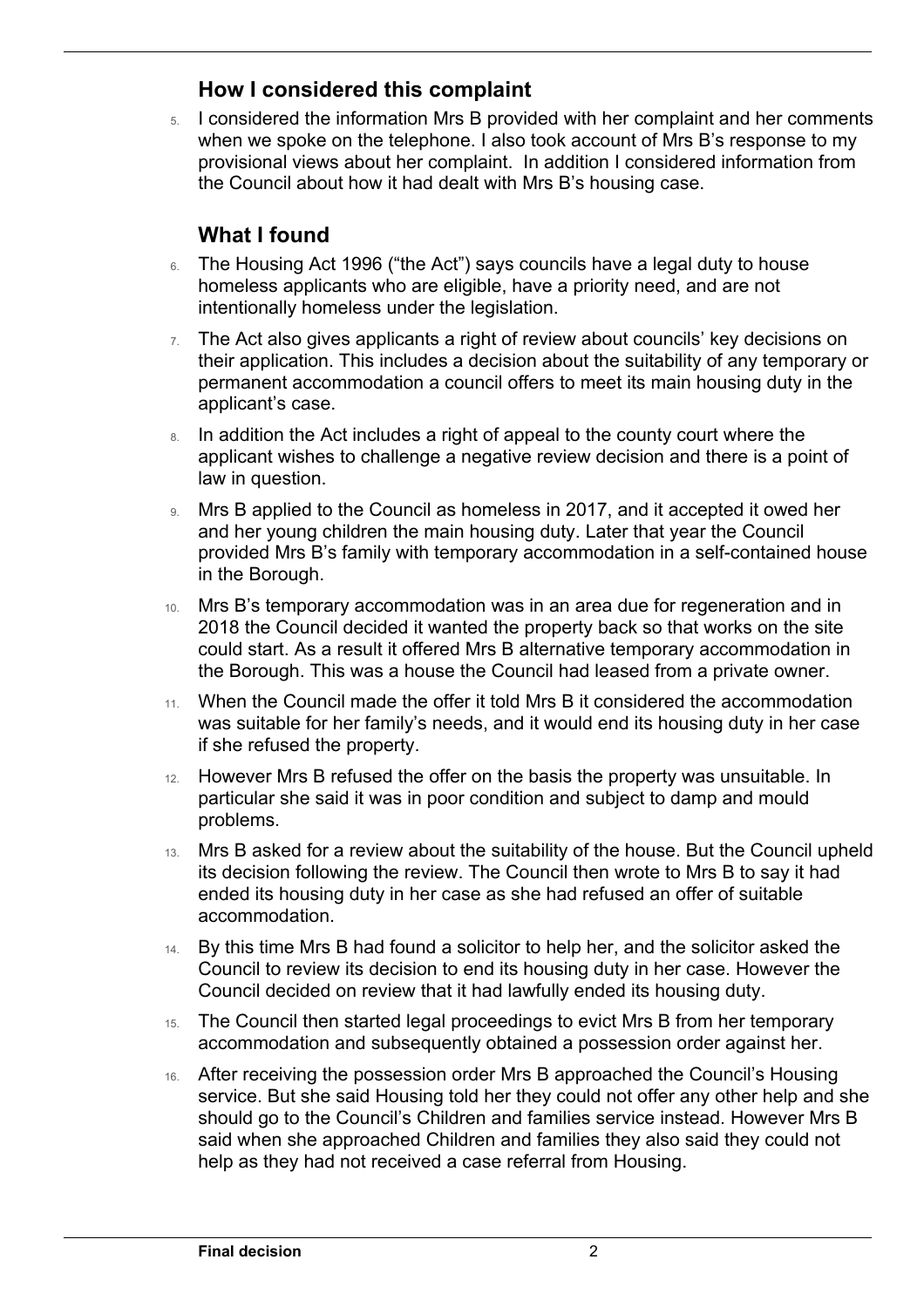## How I considered this complaint

5. I considered the information Mrs B provided with her complaint and her comments when we spoke on the telephone. I also took account of Mrs B's response to my provisional views about her complaint. In addition I considered information from the Council about how it had dealt with Mrs B's housing case.

## What I found

6. The Housing Act 1996 ("the Act") says councils have a legal duty to house homeless applicants who are eligible, have a priority need, and are not intentionally homeless under the legislation.

7. The Act also gives applicants a right of review about councils' key decisions on their application. This includes a decision about the suitability of any temporary or permanent accommodation a council offers to meet its main housing duty in the applicant's case.

8. In addition the Act includes a right of appeal to the county court where the applicant wishes to challenge a negative review decision and there is a point of law in question.

9. Mrs B applied to the Council as homeless in 2017, and it accepted it owed her and her young children the main housing duty. Later that year the Council provided Mrs B's family with temporary accommodation in a self-contained house in the Borough.

10. Mrs B's temporary accommodation was in an area due for regeneration and in 2018 the Council decided it wanted the property back so that works on the site could start. As a result it offered Mrs B alternative temporary accommodation in the Borough. This was a house the Council had leased from a private owner.

11. When the Council made the offer it told Mrs B it considered the accommodation was suitable for her family's needs, and it would end its housing duty in her case if she refused the property.

12. However Mrs B refused the offer on the basis the property was unsuitable. In particular she said it was in poor condition and subject to damp and mould problems.

13. Mrs B asked for a review about the suitability of the house. But the Council upheld its decision following the review. The Council then wrote to Mrs B to say it had ended its housing duty in her case as she had refused an offer of suitable accommodation.

14. By this time Mrs B had found a solicitor to help her, and the solicitor asked the Council to review its decision to end its housing duty in her case. However the Council decided on review that it had lawfully ended its housing duty.

15. The Council then started legal proceedings to evict Mrs B from her temporary accommodation and subsequently obtained a possession order against her.

16. After receiving the possession order Mrs B approached the Council's Housing service. But she said Housing told her they could not offer any other help and she should go to the Council's Children and families service instead. However Mrs B said when she approached Children and families they also said they could not help as they had not received a case referral from Housing.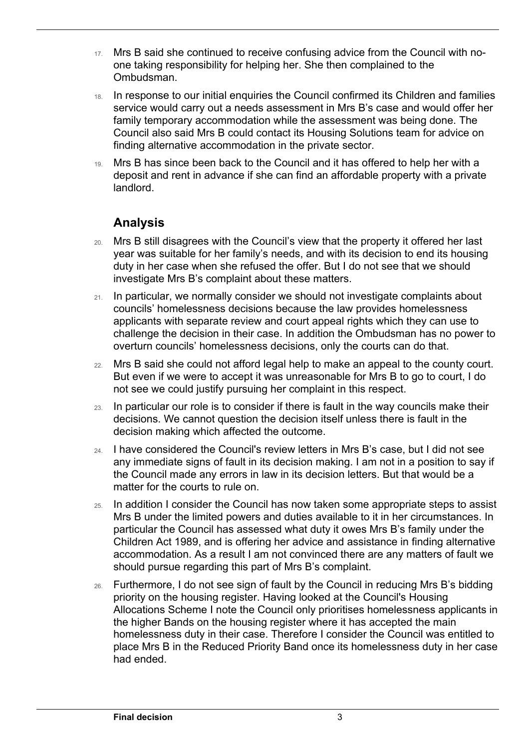17. Mrs B said she continued to receive confusing advice from the Council with no-one taking responsibility for helping her. She then complained to the Ombudsman.

18. In response to our initial enquiries the Council confirmed its Children and families service would carry out a needs assessment in Mrs B's case and would offer her family temporary accommodation while the assessment was being done. The Council also said Mrs B could contact its Housing Solutions team for advice on finding alternative accommodation in the private sector.

19. Mrs B has since been back to the Council and it has offered to help her with a deposit and rent in advance if she can find an affordable property with a private landlord.

## Analysis

20. Mrs B still disagrees with the Council's view that the property it offered her last year was suitable for her family's needs, and with its decision to end its housing duty in her case when she refused the offer. But I do not see that we should investigate Mrs B's complaint about these matters.

21. In particular, we normally consider we should not investigate complaints about councils' homelessness decisions because the law provides homelessness applicants with separate review and court appeal rights which they can use to challenge the decision in their case. In addition the Ombudsman has no power to overturn councils' homelessness decisions, only the courts can do that.

22. Mrs B said she could not afford legal help to make an appeal to the county court. But even if we were to accept it was unreasonable for Mrs B to go to court, I do not see we could justify pursuing her complaint in this respect.

23. In particular our role is to consider if there is fault in the way councils make their decisions. We cannot question the decision itself unless there is fault in the decision making which affected the outcome.

24. I have considered the Council's review letters in Mrs B's case, but I did not see any immediate signs of fault in its decision making. I am not in a position to say if the Council made any errors in law in its decision letters. But that would be a matter for the courts to rule on.

25. In addition I consider the Council has now taken some appropriate steps to assist Mrs B under the limited powers and duties available to it in her circumstances. In particular the Council has assessed what duty it owes Mrs B's family under the Children Act 1989, and is offering her advice and assistance in finding alternative accommodation. As a result I am not convinced there are any matters of fault we should pursue regarding this part of Mrs B's complaint.

26. Furthermore, I do not see sign of fault by the Council in reducing Mrs B's bidding priority on the housing register. Having looked at the Council's Housing Allocations Scheme I note the Council only prioritises homelessness applicants in the higher Bands on the housing register where it has accepted the main homelessness duty in their case. Therefore I consider the Council was entitled to place Mrs B in the Reduced Priority Band once its homelessness duty in her case had ended.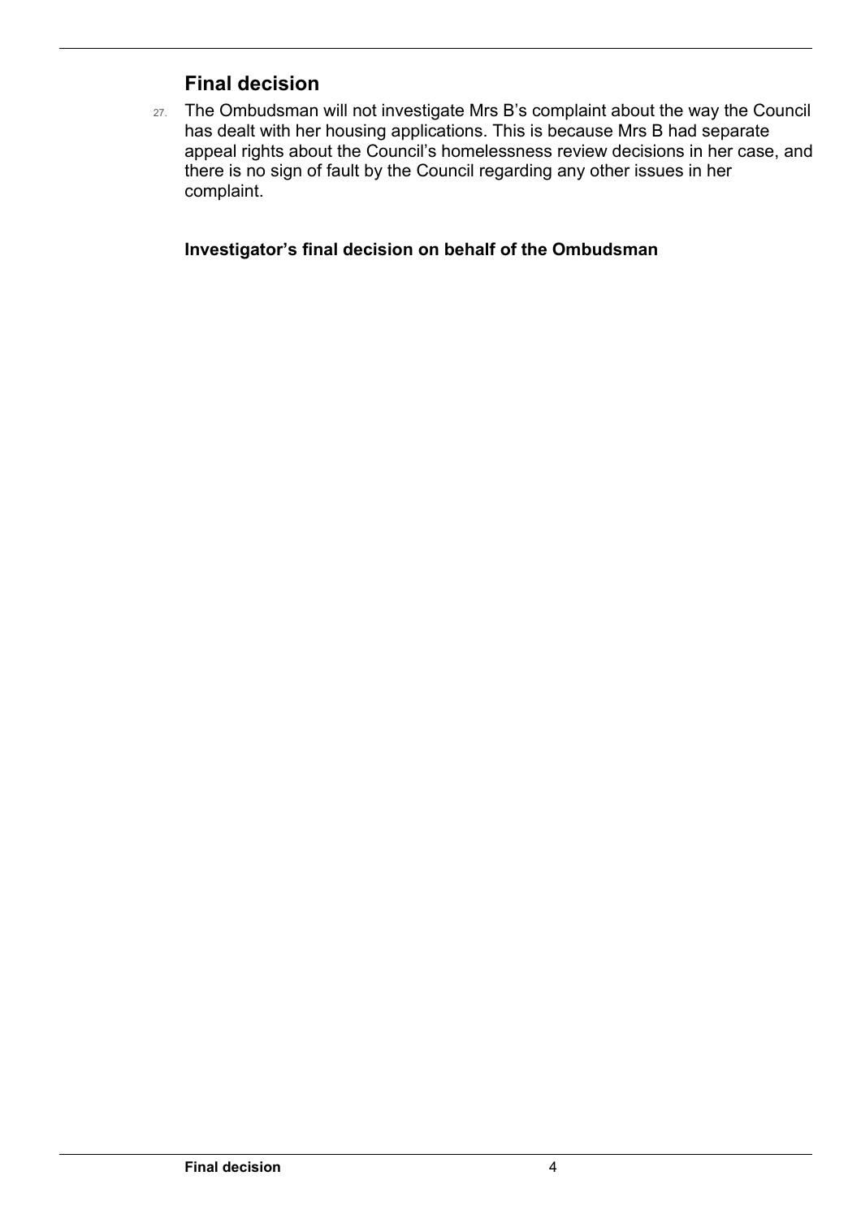## Final decision

27. The Ombudsman will not investigate Mrs B's complaint about the way the Council has dealt with her housing applications. This is because Mrs B had separate appeal rights about the Council's homelessness review decisions in her case, and there is no sign of fault by the Council regarding any other issues in her complaint.

**Investigator's final decision on behalf of the Ombudsman**